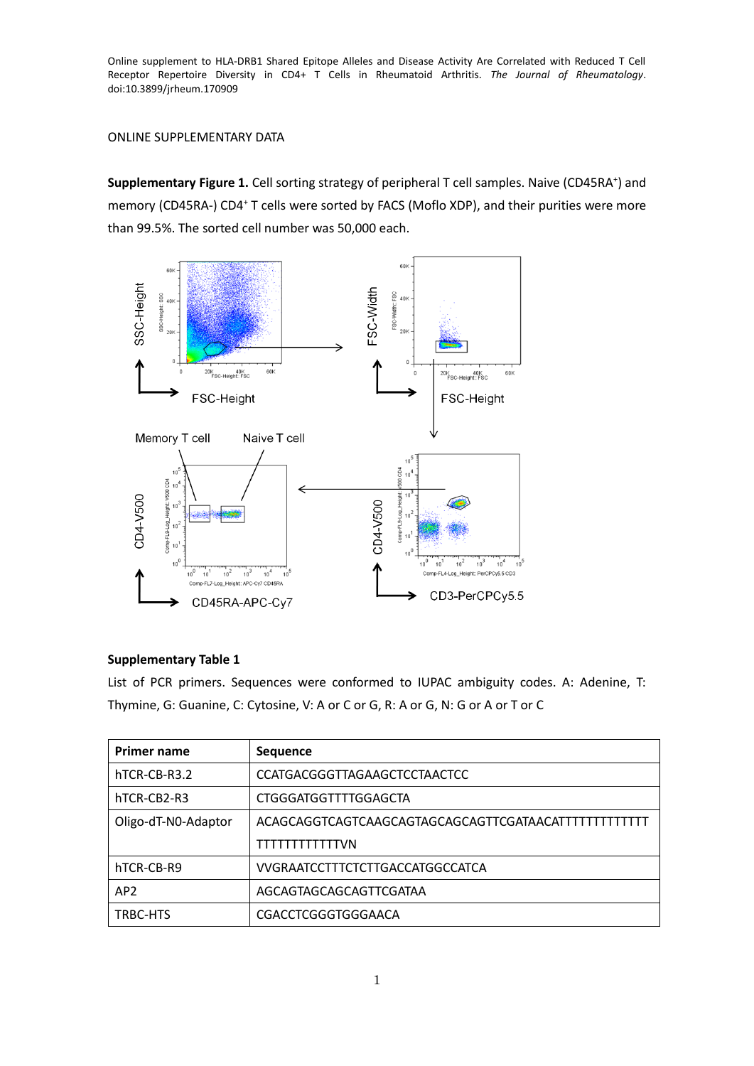Online supplement to HLA-DRB1 Shared Epitope Alleles and Disease Activity Are Correlated with Reduced T Cell Receptor Repertoire Diversity in CD4+ T Cells in Rheumatoid Arthritis. *The Journal of Rheumatology*. doi:10.3899/jrheum.170909

ONLINE SUPPLEMENTARY DATA

**Supplementary Figure 1.** Cell sorting strategy of peripheral T cell samples. Naive ($CD45RA^+$) and memory (CD45RA-) $CD4^+$ T cells were sorted by FACS (Moflo XDP), and their purities were more than 99.5%. The sorted cell number was 50,000 each.

**Supplementary Table 1**

List of PCR primers. Sequences were conformed to IUPAC ambiguity codes. A: Adenine, T: Thymine, G: Guanine, C: Cytosine, V: A or C or G, R: A or G, N: G or A or T or C

| Primer name | Sequence |
|---|---|
| hTCR-CB-R3.2 | CCATGACGGGTTAGAAGCTCCTAACTCC |
| hTCR-CB2-R3 | CTGGGATGGTTTTGGAGCTA |
| Oligo-dT-N0-Adaptor | ACAGCAGGTCAGTCAAGCAGTAGCAGCAGTTCGATAACATTTTTTTTTTTTTTTTTTTTTTTTTVN |
| hTCR-CB-R9 | VVGRAATCCTTTCTCTTGACCATGGCCATCA |
| AP2 | AGCAGTAGCAGCAGTTCGATAA |
| TRBC-HTS | CGACCTCGGGTGGGAACA |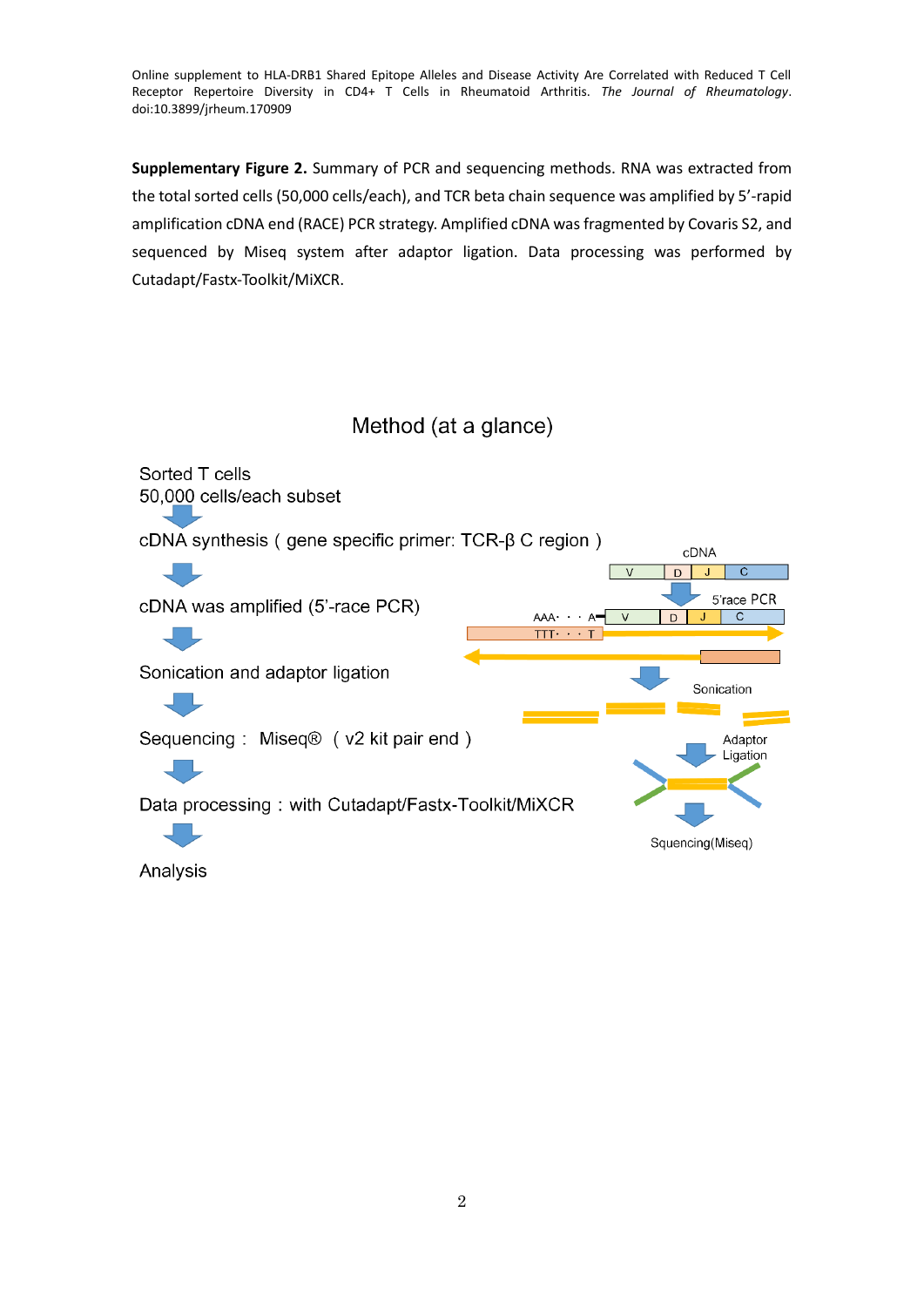**Supplementary Figure 2.** Summary of PCR and sequencing methods. RNA was extracted from the total sorted cells (50,000 cells/each), and TCR beta chain sequence was amplified by 5'-rapid amplification cDNA end (RACE) PCR strategy. Amplified cDNA was fragmented by Covaris S2, and sequenced by Miseq system after adaptor ligation. Data processing was performed by Cutadapt/Fastx-Toolkit/MiXCR.

## Method (at a glance)

Sorted T cells
50,000 cells/each subset

↓

cDNA synthesis ( gene specific primer: TCR-β C region )

↓

cDNA was amplified (5'-race PCR)

↓

Sonication and adaptor ligation

↓

Sequencing : Miseq® ( v2 kit pair end )

↓

Data processing : with Cutadapt/Fastx-Toolkit/MiXCR

↓

Analysis

cDNA

V | D | J | C

5'race PCR

AAA· · · A | V | D | J | C

TTT· · · T

Sonication

Adaptor Ligation

Squencing(Miseq)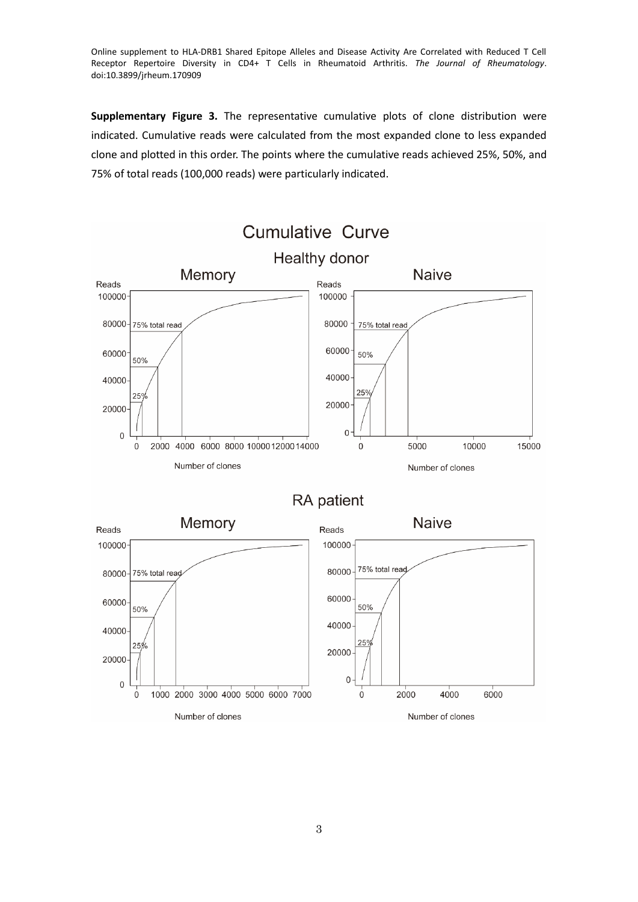**Supplementary Figure 3.** The representative cumulative plots of clone distribution were indicated. Cumulative reads were calculated from the most expanded clone to less expanded clone and plotted in this order. The points where the cumulative reads achieved 25%, 50%, and 75% of total reads (100,000 reads) were particularly indicated.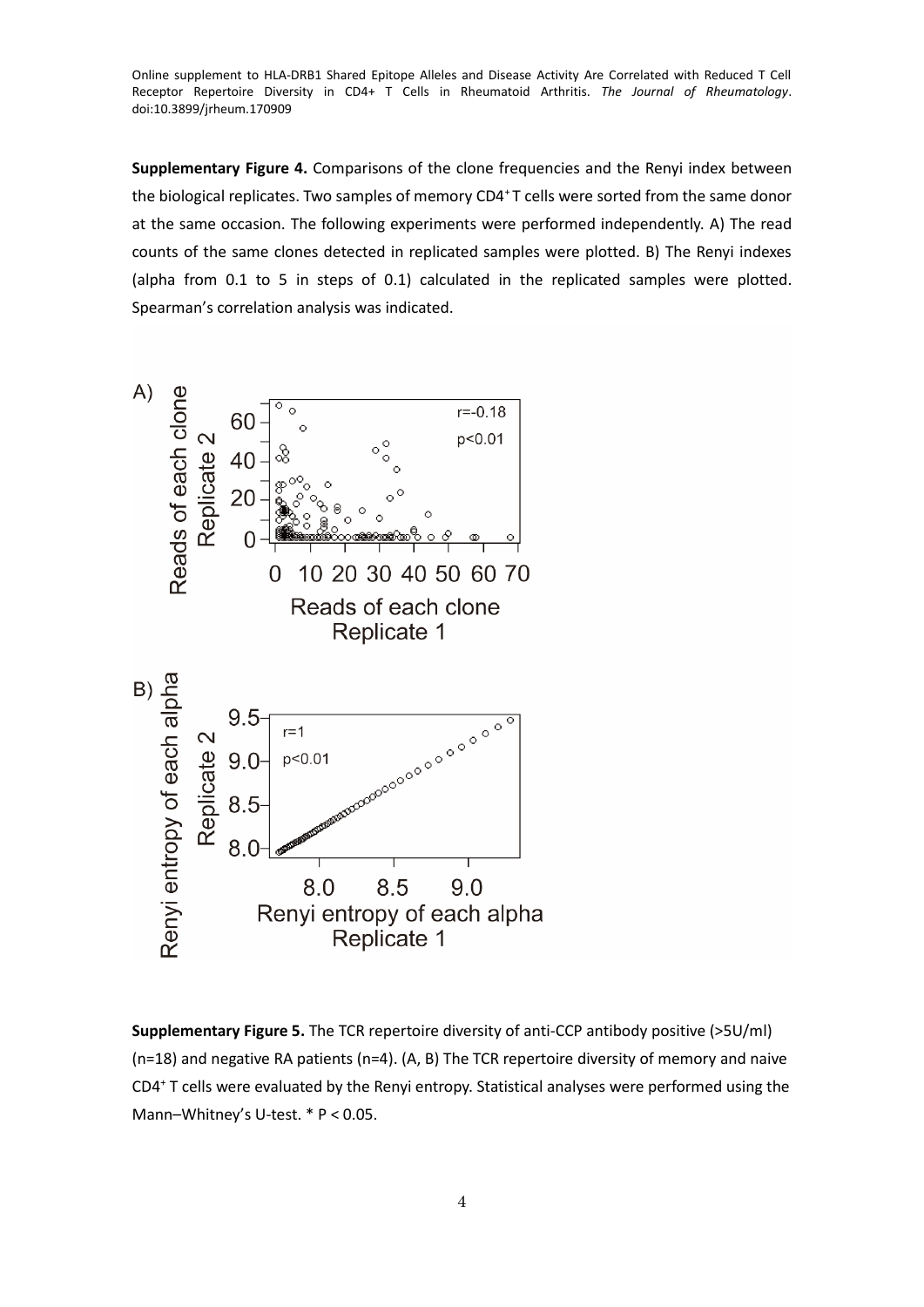**Supplementary Figure 4.** Comparisons of the clone frequencies and the Renyi index between the biological replicates. Two samples of memory CD4$^+$ T cells were sorted from the same donor at the same occasion. The following experiments were performed independently. A) The read counts of the same clones detected in replicated samples were plotted. B) The Renyi indexes (alpha from 0.1 to 5 in steps of 0.1) calculated in the replicated samples were plotted. Spearman's correlation analysis was indicated.

**Supplementary Figure 5.** The TCR repertoire diversity of anti-CCP antibody positive (>5U/ml) (n=18) and negative RA patients (n=4). (A, B) The TCR repertoire diversity of memory and naive CD4$^+$ T cells were evaluated by the Renyi entropy. Statistical analyses were performed using the Mann–Whitney's U-test. * $P < 0.05$.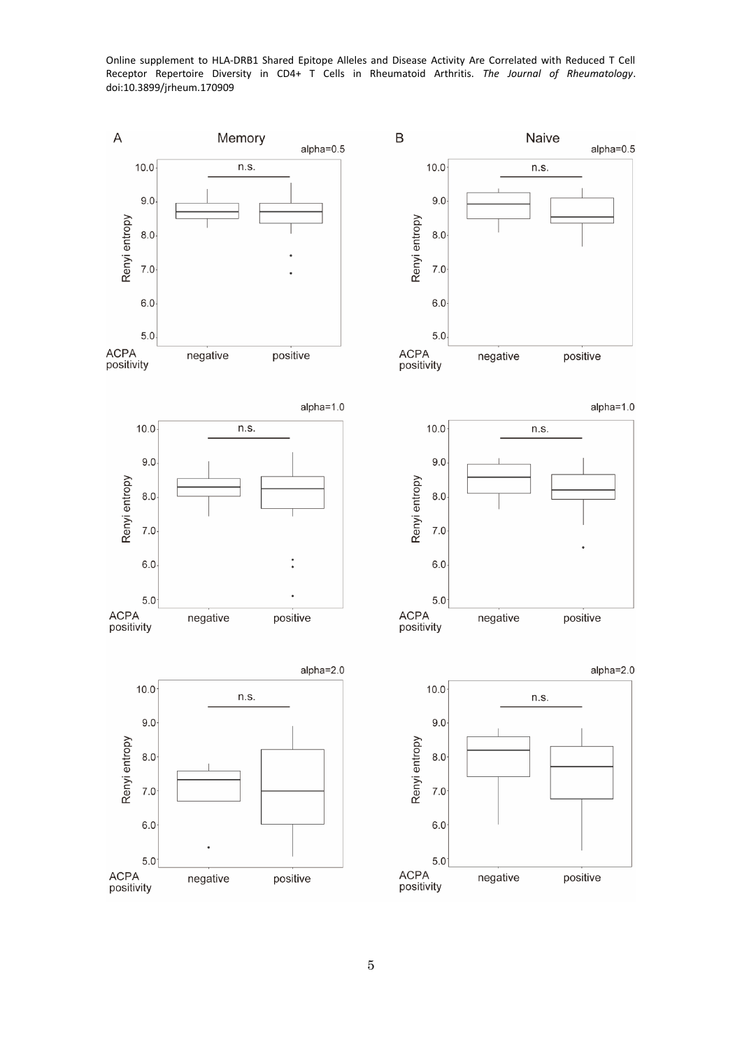A

Memory

alpha=0.5

n.s.

Renyi entropy

10.0
9.0
8.0
7.0
6.0
5.0

ACPA positivity

negative

positive

B

Naive

alpha=0.5

n.s.

Renyi entropy

10.0
9.0
8.0
7.0
6.0
5.0

ACPA positivity

negative

positive

alpha=1.0

n.s.

Renyi entropy

10.0
9.0
8.0
7.0
6.0
5.0

ACPA positivity

negative

positive

alpha=1.0

n.s.

Renyi entropy

10.0
9.0
8.0
7.0
6.0
5.0

ACPA positivity

negative

positive

alpha=2.0

n.s.

Renyi entropy

10.0
9.0
8.0
7.0
6.0
5.0

ACPA positivity

negative

positive

alpha=2.0

n.s.

Renyi entropy

10.0
9.0
8.0
7.0
6.0
5.0

ACPA positivity

negative

positive